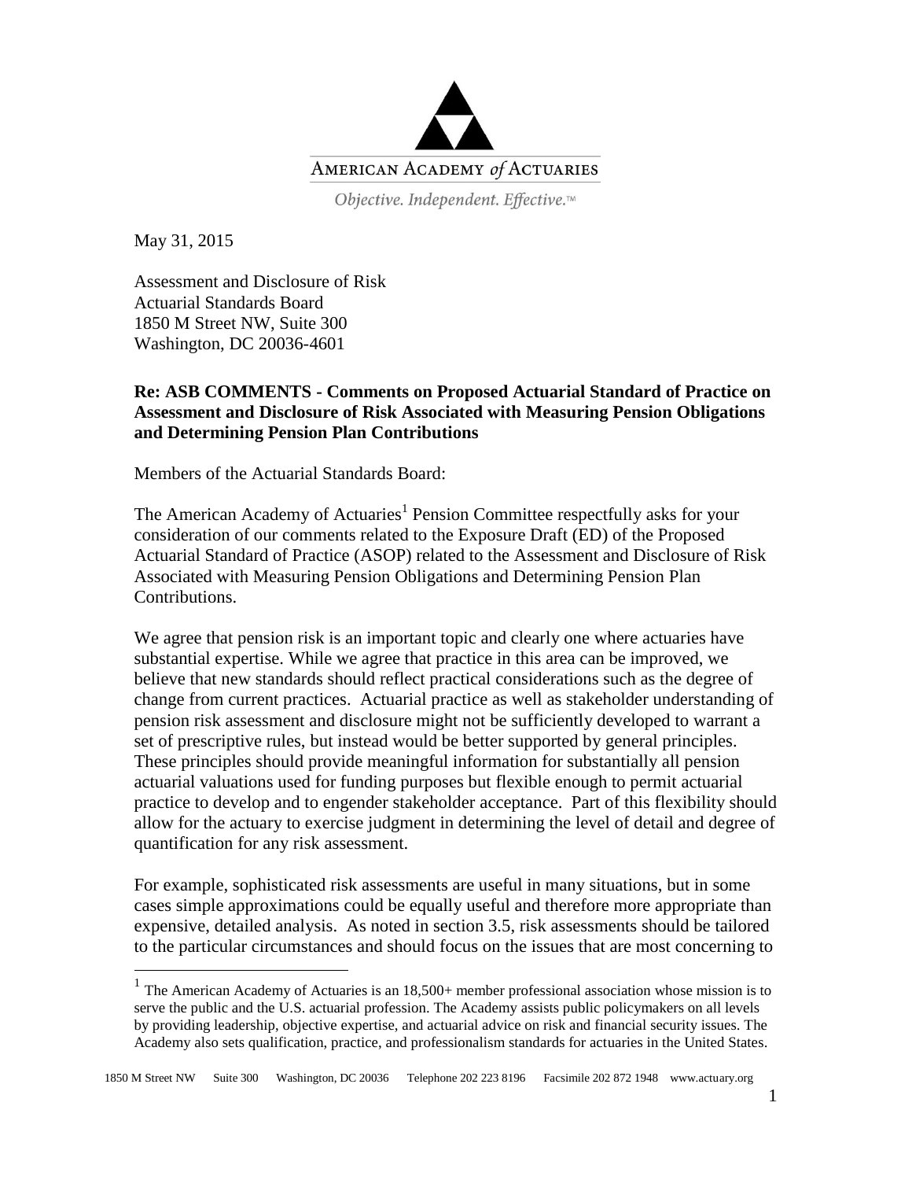American Academy *of* Actuaries

*Objective. Independent. Effective.™*

May 31, 2015

Assessment and Disclosure of Risk
Actuarial Standards Board
1850 M Street NW, Suite 300
Washington, DC 20036-4601

**Re: ASB COMMENTS - Comments on Proposed Actuarial Standard of Practice on Assessment and Disclosure of Risk Associated with Measuring Pension Obligations and Determining Pension Plan Contributions**

Members of the Actuarial Standards Board:

The American Academy of Actuaries[1] Pension Committee respectfully asks for your consideration of our comments related to the Exposure Draft (ED) of the Proposed Actuarial Standard of Practice (ASOP) related to the Assessment and Disclosure of Risk Associated with Measuring Pension Obligations and Determining Pension Plan Contributions.

We agree that pension risk is an important topic and clearly one where actuaries have substantial expertise. While we agree that practice in this area can be improved, we believe that new standards should reflect practical considerations such as the degree of change from current practices. Actuarial practice as well as stakeholder understanding of pension risk assessment and disclosure might not be sufficiently developed to warrant a set of prescriptive rules, but instead would be better supported by general principles. These principles should provide meaningful information for substantially all pension actuarial valuations used for funding purposes but flexible enough to permit actuarial practice to develop and to engender stakeholder acceptance. Part of this flexibility should allow for the actuary to exercise judgment in determining the level of detail and degree of quantification for any risk assessment.

For example, sophisticated risk assessments are useful in many situations, but in some cases simple approximations could be equally useful and therefore more appropriate than expensive, detailed analysis. As noted in section 3.5, risk assessments should be tailored to the particular circumstances and should focus on the issues that are most concerning to

[1] The American Academy of Actuaries is an 18,500+ member professional association whose mission is to serve the public and the U.S. actuarial profession. The Academy assists public policymakers on all levels by providing leadership, objective expertise, and actuarial advice on risk and financial security issues. The Academy also sets qualification, practice, and professionalism standards for actuaries in the United States.

1850 M Street NW Suite 300 Washington, DC 20036 Telephone 202 223 8196 Facsimile 202 872 1948 www.actuary.org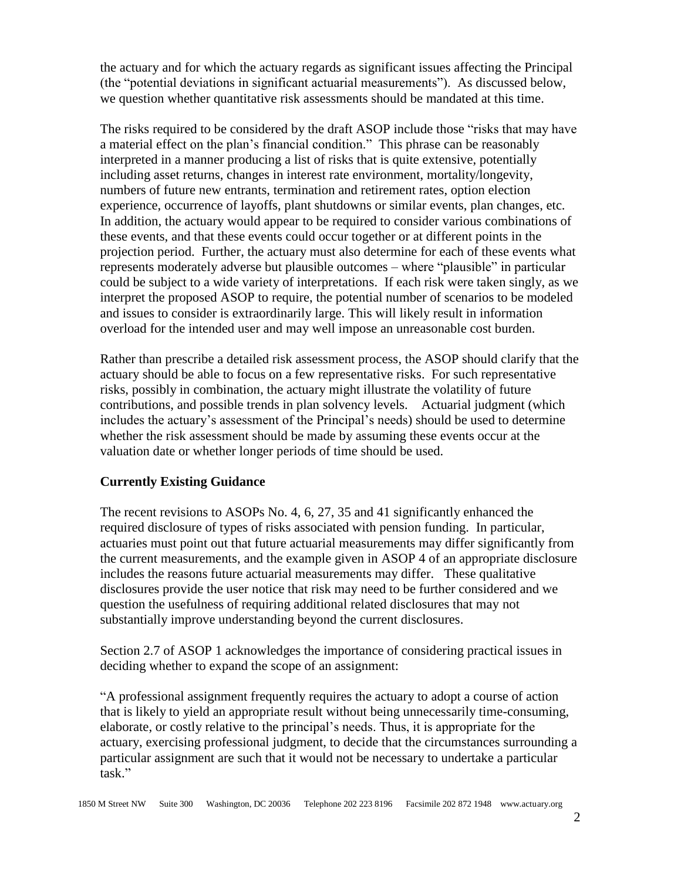the actuary and for which the actuary regards as significant issues affecting the Principal (the "potential deviations in significant actuarial measurements"). As discussed below, we question whether quantitative risk assessments should be mandated at this time.

The risks required to be considered by the draft ASOP include those "risks that may have a material effect on the plan's financial condition." This phrase can be reasonably interpreted in a manner producing a list of risks that is quite extensive, potentially including asset returns, changes in interest rate environment, mortality/longevity, numbers of future new entrants, termination and retirement rates, option election experience, occurrence of layoffs, plant shutdowns or similar events, plan changes, etc. In addition, the actuary would appear to be required to consider various combinations of these events, and that these events could occur together or at different points in the projection period. Further, the actuary must also determine for each of these events what represents moderately adverse but plausible outcomes – where "plausible" in particular could be subject to a wide variety of interpretations. If each risk were taken singly, as we interpret the proposed ASOP to require, the potential number of scenarios to be modeled and issues to consider is extraordinarily large. This will likely result in information overload for the intended user and may well impose an unreasonable cost burden.

Rather than prescribe a detailed risk assessment process, the ASOP should clarify that the actuary should be able to focus on a few representative risks. For such representative risks, possibly in combination, the actuary might illustrate the volatility of future contributions, and possible trends in plan solvency levels. Actuarial judgment (which includes the actuary's assessment of the Principal's needs) should be used to determine whether the risk assessment should be made by assuming these events occur at the valuation date or whether longer periods of time should be used.

**Currently Existing Guidance**

The recent revisions to ASOPs No. 4, 6, 27, 35 and 41 significantly enhanced the required disclosure of types of risks associated with pension funding. In particular, actuaries must point out that future actuarial measurements may differ significantly from the current measurements, and the example given in ASOP 4 of an appropriate disclosure includes the reasons future actuarial measurements may differ. These qualitative disclosures provide the user notice that risk may need to be further considered and we question the usefulness of requiring additional related disclosures that may not substantially improve understanding beyond the current disclosures.

Section 2.7 of ASOP 1 acknowledges the importance of considering practical issues in deciding whether to expand the scope of an assignment:

"A professional assignment frequently requires the actuary to adopt a course of action that is likely to yield an appropriate result without being unnecessarily time-consuming, elaborate, or costly relative to the principal's needs. Thus, it is appropriate for the actuary, exercising professional judgment, to decide that the circumstances surrounding a particular assignment are such that it would not be necessary to undertake a particular task."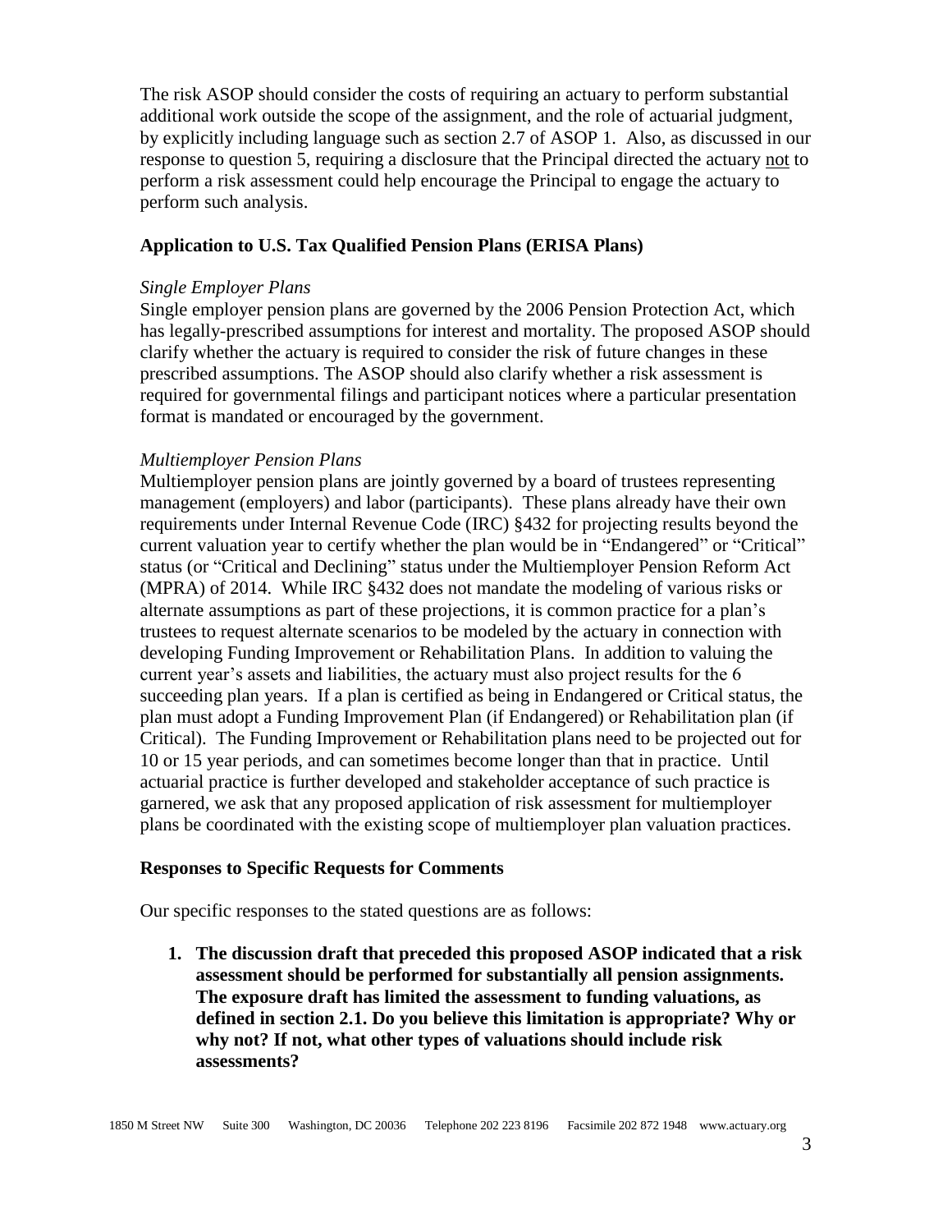The risk ASOP should consider the costs of requiring an actuary to perform substantial additional work outside the scope of the assignment, and the role of actuarial judgment, by explicitly including language such as section 2.7 of ASOP 1. Also, as discussed in our response to question 5, requiring a disclosure that the Principal directed the actuary not to perform a risk assessment could help encourage the Principal to engage the actuary to perform such analysis.

### Application to U.S. Tax Qualified Pension Plans (ERISA Plans)

*Single Employer Plans*

Single employer pension plans are governed by the 2006 Pension Protection Act, which has legally-prescribed assumptions for interest and mortality. The proposed ASOP should clarify whether the actuary is required to consider the risk of future changes in these prescribed assumptions. The ASOP should also clarify whether a risk assessment is required for governmental filings and participant notices where a particular presentation format is mandated or encouraged by the government.

*Multiemployer Pension Plans*

Multiemployer pension plans are jointly governed by a board of trustees representing management (employers) and labor (participants). These plans already have their own requirements under Internal Revenue Code (IRC) §432 for projecting results beyond the current valuation year to certify whether the plan would be in "Endangered" or "Critical" status (or "Critical and Declining" status under the Multiemployer Pension Reform Act (MPRA) of 2014. While IRC §432 does not mandate the modeling of various risks or alternate assumptions as part of these projections, it is common practice for a plan's trustees to request alternate scenarios to be modeled by the actuary in connection with developing Funding Improvement or Rehabilitation Plans. In addition to valuing the current year's assets and liabilities, the actuary must also project results for the 6 succeeding plan years. If a plan is certified as being in Endangered or Critical status, the plan must adopt a Funding Improvement Plan (if Endangered) or Rehabilitation plan (if Critical). The Funding Improvement or Rehabilitation plans need to be projected out for 10 or 15 year periods, and can sometimes become longer than that in practice. Until actuarial practice is further developed and stakeholder acceptance of such practice is garnered, we ask that any proposed application of risk assessment for multiemployer plans be coordinated with the existing scope of multiemployer plan valuation practices.

### Responses to Specific Requests for Comments

Our specific responses to the stated questions are as follows:

1. **The discussion draft that preceded this proposed ASOP indicated that a risk assessment should be performed for substantially all pension assignments. The exposure draft has limited the assessment to funding valuations, as defined in section 2.1. Do you believe this limitation is appropriate? Why or why not? If not, what other types of valuations should include risk assessments?**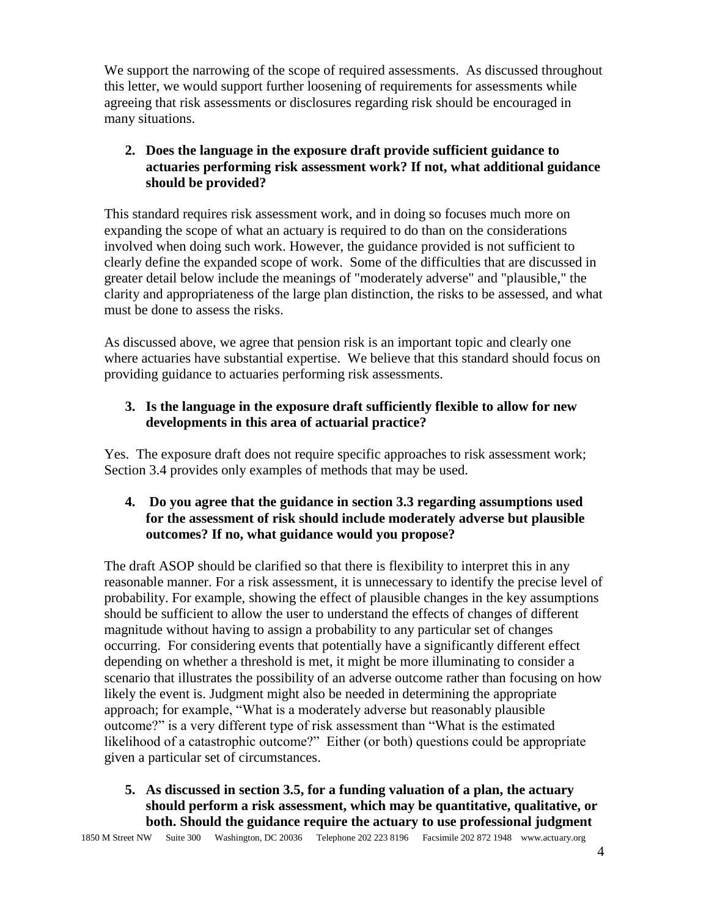We support the narrowing of the scope of required assessments. As discussed throughout this letter, we would support further loosening of requirements for assessments while agreeing that risk assessments or disclosures regarding risk should be encouraged in many situations.

**2. Does the language in the exposure draft provide sufficient guidance to actuaries performing risk assessment work? If not, what additional guidance should be provided?**

This standard requires risk assessment work, and in doing so focuses much more on expanding the scope of what an actuary is required to do than on the considerations involved when doing such work. However, the guidance provided is not sufficient to clearly define the expanded scope of work. Some of the difficulties that are discussed in greater detail below include the meanings of "moderately adverse" and "plausible," the clarity and appropriateness of the large plan distinction, the risks to be assessed, and what must be done to assess the risks.

As discussed above, we agree that pension risk is an important topic and clearly one where actuaries have substantial expertise. We believe that this standard should focus on providing guidance to actuaries performing risk assessments.

**3. Is the language in the exposure draft sufficiently flexible to allow for new developments in this area of actuarial practice?**

Yes. The exposure draft does not require specific approaches to risk assessment work; Section 3.4 provides only examples of methods that may be used.

**4. Do you agree that the guidance in section 3.3 regarding assumptions used for the assessment of risk should include moderately adverse but plausible outcomes? If no, what guidance would you propose?**

The draft ASOP should be clarified so that there is flexibility to interpret this in any reasonable manner. For a risk assessment, it is unnecessary to identify the precise level of probability. For example, showing the effect of plausible changes in the key assumptions should be sufficient to allow the user to understand the effects of changes of different magnitude without having to assign a probability to any particular set of changes occurring. For considering events that potentially have a significantly different effect depending on whether a threshold is met, it might be more illuminating to consider a scenario that illustrates the possibility of an adverse outcome rather than focusing on how likely the event is. Judgment might also be needed in determining the appropriate approach; for example, "What is a moderately adverse but reasonably plausible outcome?" is a very different type of risk assessment than "What is the estimated likelihood of a catastrophic outcome?" Either (or both) questions could be appropriate given a particular set of circumstances.

**5. As discussed in section 3.5, for a funding valuation of a plan, the actuary should perform a risk assessment, which may be quantitative, qualitative, or both. Should the guidance require the actuary to use professional judgment**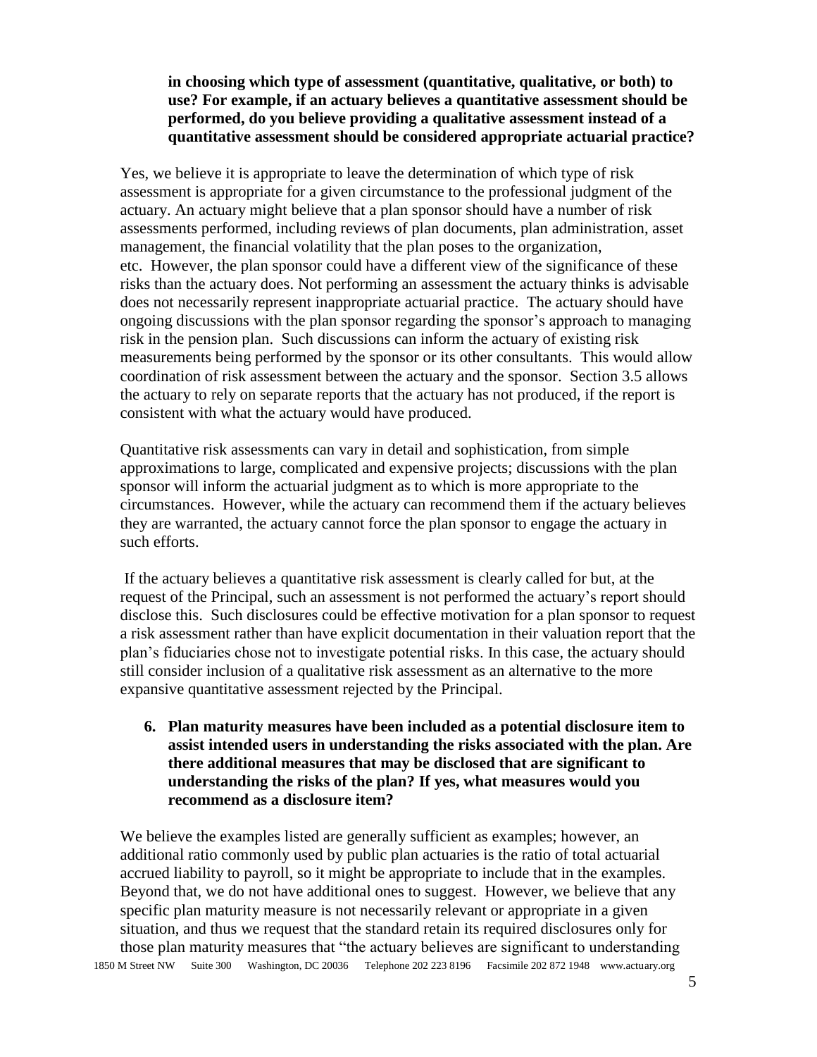**in choosing which type of assessment (quantitative, qualitative, or both) to use? For example, if an actuary believes a quantitative assessment should be performed, do you believe providing a qualitative assessment instead of a quantitative assessment should be considered appropriate actuarial practice?**

Yes, we believe it is appropriate to leave the determination of which type of risk assessment is appropriate for a given circumstance to the professional judgment of the actuary. An actuary might believe that a plan sponsor should have a number of risk assessments performed, including reviews of plan documents, plan administration, asset management, the financial volatility that the plan poses to the organization, etc. However, the plan sponsor could have a different view of the significance of these risks than the actuary does. Not performing an assessment the actuary thinks is advisable does not necessarily represent inappropriate actuarial practice. The actuary should have ongoing discussions with the plan sponsor regarding the sponsor's approach to managing risk in the pension plan. Such discussions can inform the actuary of existing risk measurements being performed by the sponsor or its other consultants. This would allow coordination of risk assessment between the actuary and the sponsor. Section 3.5 allows the actuary to rely on separate reports that the actuary has not produced, if the report is consistent with what the actuary would have produced.

Quantitative risk assessments can vary in detail and sophistication, from simple approximations to large, complicated and expensive projects; discussions with the plan sponsor will inform the actuarial judgment as to which is more appropriate to the circumstances. However, while the actuary can recommend them if the actuary believes they are warranted, the actuary cannot force the plan sponsor to engage the actuary in such efforts.

If the actuary believes a quantitative risk assessment is clearly called for but, at the request of the Principal, such an assessment is not performed the actuary's report should disclose this. Such disclosures could be effective motivation for a plan sponsor to request a risk assessment rather than have explicit documentation in their valuation report that the plan's fiduciaries chose not to investigate potential risks. In this case, the actuary should still consider inclusion of a qualitative risk assessment as an alternative to the more expansive quantitative assessment rejected by the Principal.

6. **Plan maturity measures have been included as a potential disclosure item to assist intended users in understanding the risks associated with the plan. Are there additional measures that may be disclosed that are significant to understanding the risks of the plan? If yes, what measures would you recommend as a disclosure item?**

We believe the examples listed are generally sufficient as examples; however, an additional ratio commonly used by public plan actuaries is the ratio of total actuarial accrued liability to payroll, so it might be appropriate to include that in the examples. Beyond that, we do not have additional ones to suggest. However, we believe that any specific plan maturity measure is not necessarily relevant or appropriate in a given situation, and thus we request that the standard retain its required disclosures only for those plan maturity measures that "the actuary believes are significant to understanding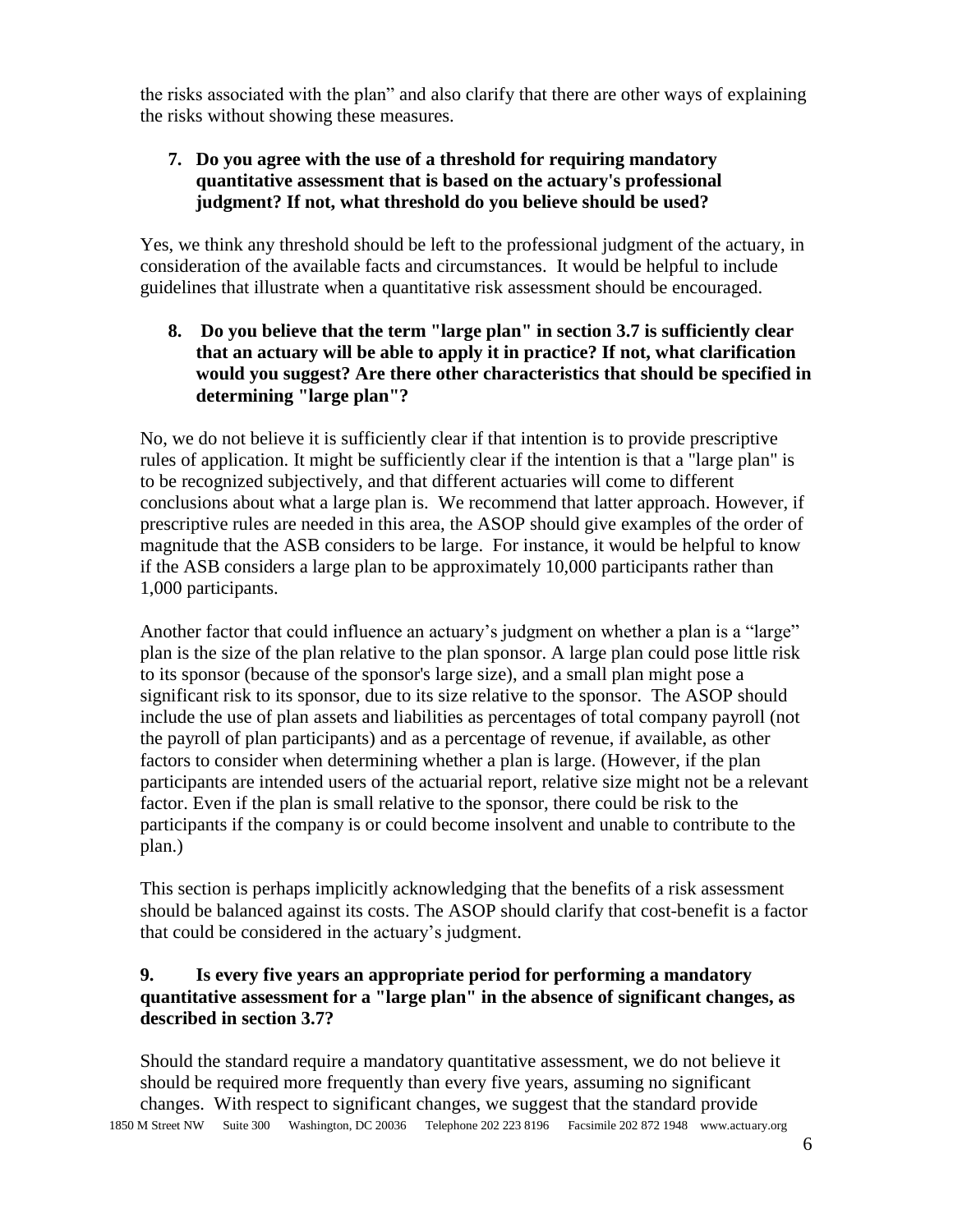the risks associated with the plan" and also clarify that there are other ways of explaining the risks without showing these measures.

**7. Do you agree with the use of a threshold for requiring mandatory quantitative assessment that is based on the actuary's professional judgment? If not, what threshold do you believe should be used?**

Yes, we think any threshold should be left to the professional judgment of the actuary, in consideration of the available facts and circumstances. It would be helpful to include guidelines that illustrate when a quantitative risk assessment should be encouraged.

**8. Do you believe that the term "large plan" in section 3.7 is sufficiently clear that an actuary will be able to apply it in practice? If not, what clarification would you suggest? Are there other characteristics that should be specified in determining "large plan"?**

No, we do not believe it is sufficiently clear if that intention is to provide prescriptive rules of application. It might be sufficiently clear if the intention is that a "large plan" is to be recognized subjectively, and that different actuaries will come to different conclusions about what a large plan is. We recommend that latter approach. However, if prescriptive rules are needed in this area, the ASOP should give examples of the order of magnitude that the ASB considers to be large. For instance, it would be helpful to know if the ASB considers a large plan to be approximately 10,000 participants rather than 1,000 participants.

Another factor that could influence an actuary's judgment on whether a plan is a "large" plan is the size of the plan relative to the plan sponsor. A large plan could pose little risk to its sponsor (because of the sponsor's large size), and a small plan might pose a significant risk to its sponsor, due to its size relative to the sponsor. The ASOP should include the use of plan assets and liabilities as percentages of total company payroll (not the payroll of plan participants) and as a percentage of revenue, if available, as other factors to consider when determining whether a plan is large. (However, if the plan participants are intended users of the actuarial report, relative size might not be a relevant factor. Even if the plan is small relative to the sponsor, there could be risk to the participants if the company is or could become insolvent and unable to contribute to the plan.)

This section is perhaps implicitly acknowledging that the benefits of a risk assessment should be balanced against its costs. The ASOP should clarify that cost-benefit is a factor that could be considered in the actuary's judgment.

**9. Is every five years an appropriate period for performing a mandatory quantitative assessment for a "large plan" in the absence of significant changes, as described in section 3.7?**

Should the standard require a mandatory quantitative assessment, we do not believe it should be required more frequently than every five years, assuming no significant changes. With respect to significant changes, we suggest that the standard provide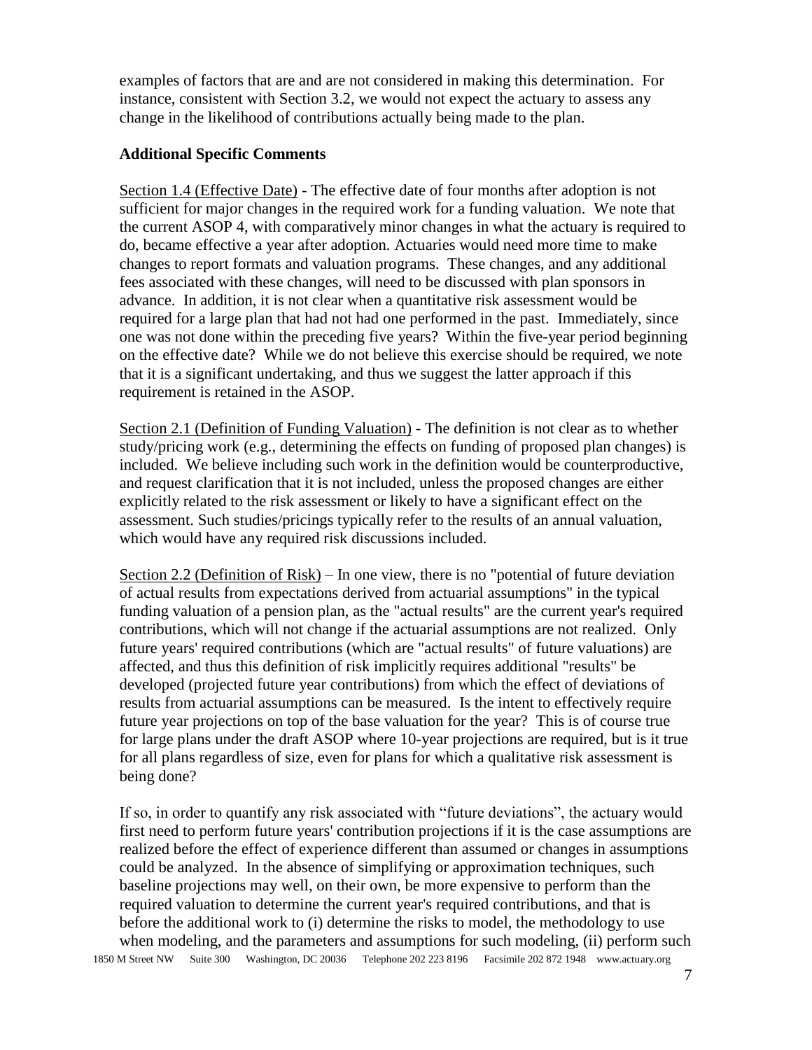examples of factors that are and are not considered in making this determination. For instance, consistent with Section 3.2, we would not expect the actuary to assess any change in the likelihood of contributions actually being made to the plan.

**Additional Specific Comments**

Section 1.4 (Effective Date) - The effective date of four months after adoption is not sufficient for major changes in the required work for a funding valuation. We note that the current ASOP 4, with comparatively minor changes in what the actuary is required to do, became effective a year after adoption. Actuaries would need more time to make changes to report formats and valuation programs. These changes, and any additional fees associated with these changes, will need to be discussed with plan sponsors in advance. In addition, it is not clear when a quantitative risk assessment would be required for a large plan that had not had one performed in the past. Immediately, since one was not done within the preceding five years? Within the five-year period beginning on the effective date? While we do not believe this exercise should be required, we note that it is a significant undertaking, and thus we suggest the latter approach if this requirement is retained in the ASOP.

Section 2.1 (Definition of Funding Valuation) - The definition is not clear as to whether study/pricing work (e.g., determining the effects on funding of proposed plan changes) is included. We believe including such work in the definition would be counterproductive, and request clarification that it is not included, unless the proposed changes are either explicitly related to the risk assessment or likely to have a significant effect on the assessment. Such studies/pricings typically refer to the results of an annual valuation, which would have any required risk discussions included.

Section 2.2 (Definition of Risk) – In one view, there is no "potential of future deviation of actual results from expectations derived from actuarial assumptions" in the typical funding valuation of a pension plan, as the "actual results" are the current year's required contributions, which will not change if the actuarial assumptions are not realized. Only future years' required contributions (which are "actual results" of future valuations) are affected, and thus this definition of risk implicitly requires additional "results" be developed (projected future year contributions) from which the effect of deviations of results from actuarial assumptions can be measured. Is the intent to effectively require future year projections on top of the base valuation for the year? This is of course true for large plans under the draft ASOP where 10-year projections are required, but is it true for all plans regardless of size, even for plans for which a qualitative risk assessment is being done?

If so, in order to quantify any risk associated with "future deviations", the actuary would first need to perform future years' contribution projections if it is the case assumptions are realized before the effect of experience different than assumed or changes in assumptions could be analyzed. In the absence of simplifying or approximation techniques, such baseline projections may well, on their own, be more expensive to perform than the required valuation to determine the current year's required contributions, and that is before the additional work to (i) determine the risks to model, the methodology to use when modeling, and the parameters and assumptions for such modeling, (ii) perform such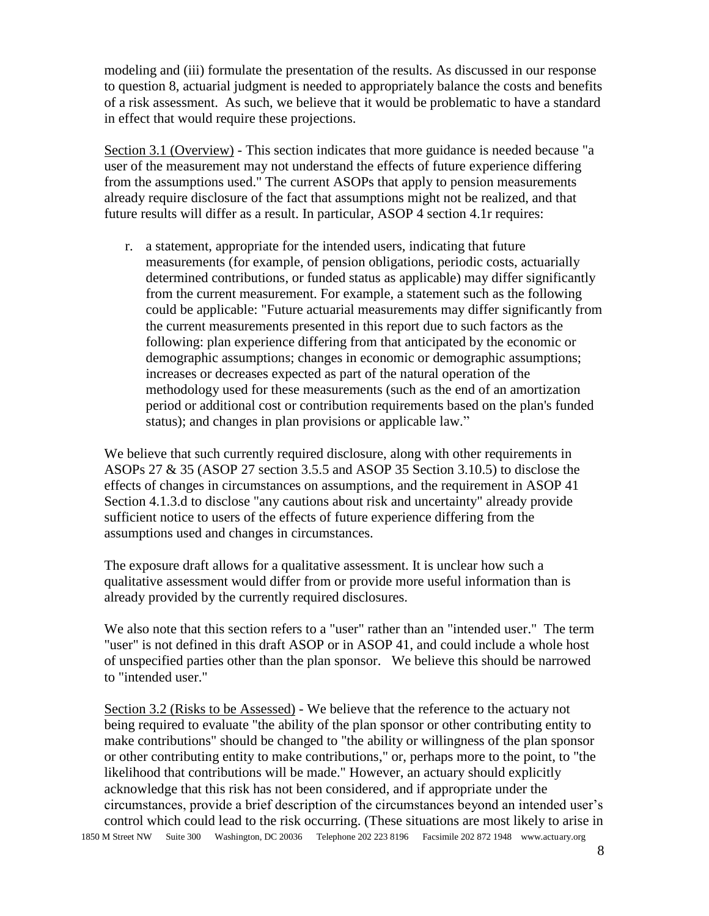modeling and (iii) formulate the presentation of the results. As discussed in our response to question 8, actuarial judgment is needed to appropriately balance the costs and benefits of a risk assessment. As such, we believe that it would be problematic to have a standard in effect that would require these projections.

Section 3.1 (Overview) - This section indicates that more guidance is needed because "a user of the measurement may not understand the effects of future experience differing from the assumptions used." The current ASOPs that apply to pension measurements already require disclosure of the fact that assumptions might not be realized, and that future results will differ as a result. In particular, ASOP 4 section 4.1r requires:

> r. a statement, appropriate for the intended users, indicating that future measurements (for example, of pension obligations, periodic costs, actuarially determined contributions, or funded status as applicable) may differ significantly from the current measurement. For example, a statement such as the following could be applicable: "Future actuarial measurements may differ significantly from the current measurements presented in this report due to such factors as the following: plan experience differing from that anticipated by the economic or demographic assumptions; changes in economic or demographic assumptions; increases or decreases expected as part of the natural operation of the methodology used for these measurements (such as the end of an amortization period or additional cost or contribution requirements based on the plan's funded status); and changes in plan provisions or applicable law."

We believe that such currently required disclosure, along with other requirements in ASOPs 27 & 35 (ASOP 27 section 3.5.5 and ASOP 35 Section 3.10.5) to disclose the effects of changes in circumstances on assumptions, and the requirement in ASOP 41 Section 4.1.3.d to disclose "any cautions about risk and uncertainty" already provide sufficient notice to users of the effects of future experience differing from the assumptions used and changes in circumstances.

The exposure draft allows for a qualitative assessment. It is unclear how such a qualitative assessment would differ from or provide more useful information than is already provided by the currently required disclosures.

We also note that this section refers to a "user" rather than an "intended user." The term "user" is not defined in this draft ASOP or in ASOP 41, and could include a whole host of unspecified parties other than the plan sponsor. We believe this should be narrowed to "intended user."

Section 3.2 (Risks to be Assessed) - We believe that the reference to the actuary not being required to evaluate "the ability of the plan sponsor or other contributing entity to make contributions" should be changed to "the ability or willingness of the plan sponsor or other contributing entity to make contributions," or, perhaps more to the point, to "the likelihood that contributions will be made." However, an actuary should explicitly acknowledge that this risk has not been considered, and if appropriate under the circumstances, provide a brief description of the circumstances beyond an intended user's control which could lead to the risk occurring. (These situations are most likely to arise in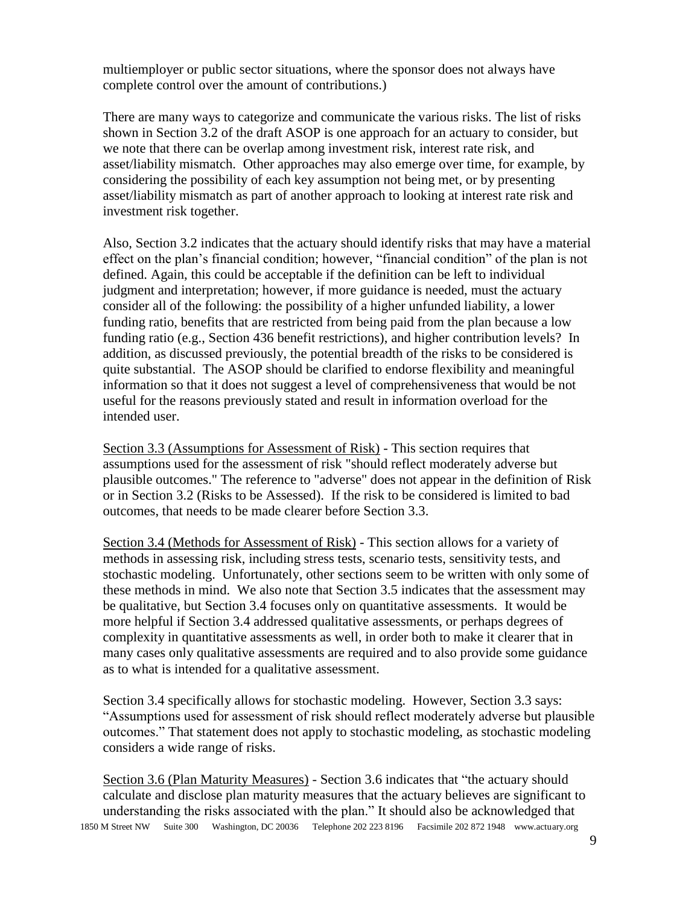multiemployer or public sector situations, where the sponsor does not always have complete control over the amount of contributions.)

There are many ways to categorize and communicate the various risks. The list of risks shown in Section 3.2 of the draft ASOP is one approach for an actuary to consider, but we note that there can be overlap among investment risk, interest rate risk, and asset/liability mismatch. Other approaches may also emerge over time, for example, by considering the possibility of each key assumption not being met, or by presenting asset/liability mismatch as part of another approach to looking at interest rate risk and investment risk together.

Also, Section 3.2 indicates that the actuary should identify risks that may have a material effect on the plan's financial condition; however, "financial condition" of the plan is not defined. Again, this could be acceptable if the definition can be left to individual judgment and interpretation; however, if more guidance is needed, must the actuary consider all of the following: the possibility of a higher unfunded liability, a lower funding ratio, benefits that are restricted from being paid from the plan because a low funding ratio (e.g., Section 436 benefit restrictions), and higher contribution levels? In addition, as discussed previously, the potential breadth of the risks to be considered is quite substantial. The ASOP should be clarified to endorse flexibility and meaningful information so that it does not suggest a level of comprehensiveness that would be not useful for the reasons previously stated and result in information overload for the intended user.

Section 3.3 (Assumptions for Assessment of Risk) - This section requires that assumptions used for the assessment of risk "should reflect moderately adverse but plausible outcomes." The reference to "adverse" does not appear in the definition of Risk or in Section 3.2 (Risks to be Assessed). If the risk to be considered is limited to bad outcomes, that needs to be made clearer before Section 3.3.

Section 3.4 (Methods for Assessment of Risk) - This section allows for a variety of methods in assessing risk, including stress tests, scenario tests, sensitivity tests, and stochastic modeling. Unfortunately, other sections seem to be written with only some of these methods in mind. We also note that Section 3.5 indicates that the assessment may be qualitative, but Section 3.4 focuses only on quantitative assessments. It would be more helpful if Section 3.4 addressed qualitative assessments, or perhaps degrees of complexity in quantitative assessments as well, in order both to make it clearer that in many cases only qualitative assessments are required and to also provide some guidance as to what is intended for a qualitative assessment.

Section 3.4 specifically allows for stochastic modeling. However, Section 3.3 says: "Assumptions used for assessment of risk should reflect moderately adverse but plausible outcomes." That statement does not apply to stochastic modeling, as stochastic modeling considers a wide range of risks.

Section 3.6 (Plan Maturity Measures) - Section 3.6 indicates that "the actuary should calculate and disclose plan maturity measures that the actuary believes are significant to understanding the risks associated with the plan." It should also be acknowledged that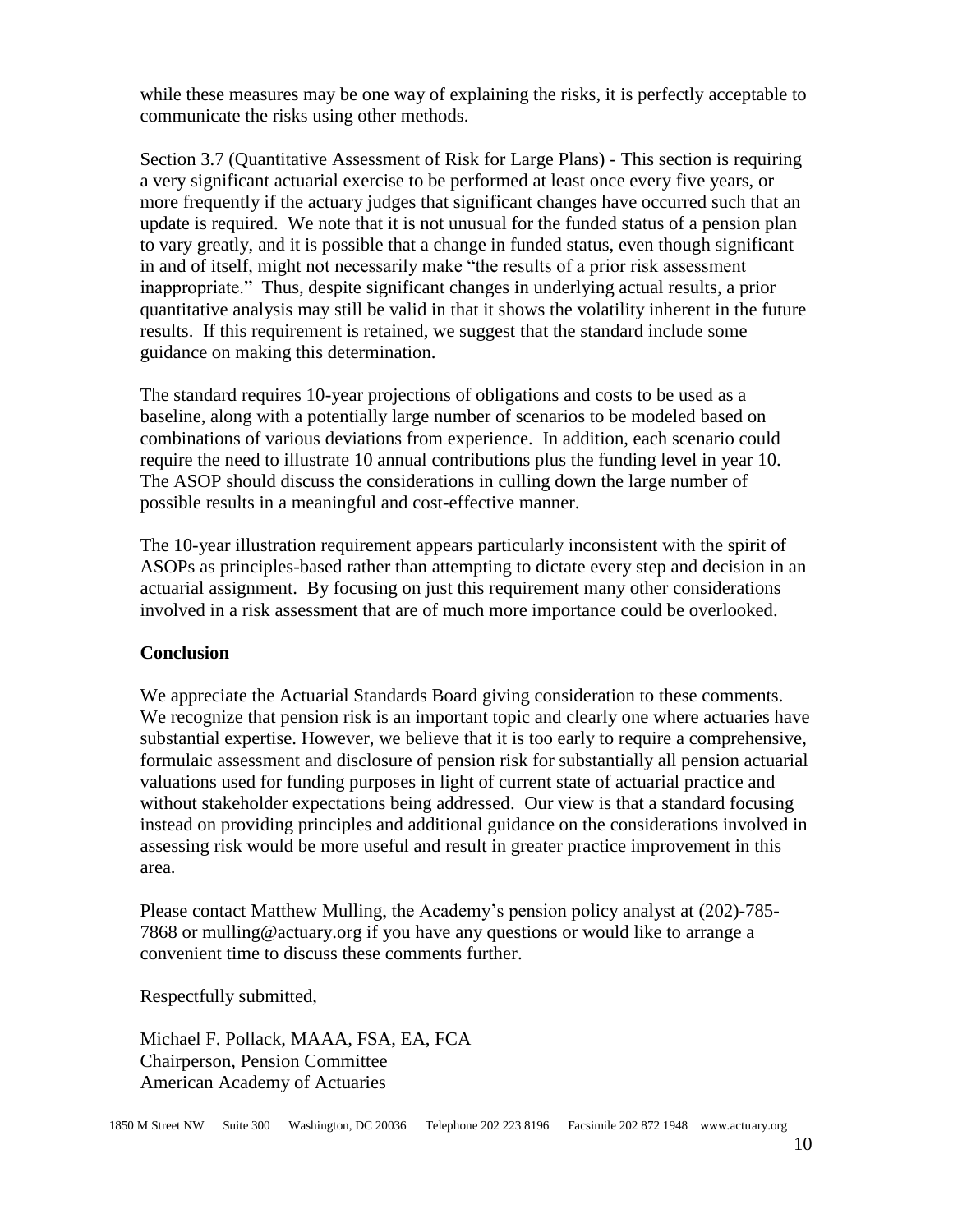while these measures may be one way of explaining the risks, it is perfectly acceptable to communicate the risks using other methods.

Section 3.7 (Quantitative Assessment of Risk for Large Plans) - This section is requiring a very significant actuarial exercise to be performed at least once every five years, or more frequently if the actuary judges that significant changes have occurred such that an update is required. We note that it is not unusual for the funded status of a pension plan to vary greatly, and it is possible that a change in funded status, even though significant in and of itself, might not necessarily make "the results of a prior risk assessment inappropriate." Thus, despite significant changes in underlying actual results, a prior quantitative analysis may still be valid in that it shows the volatility inherent in the future results. If this requirement is retained, we suggest that the standard include some guidance on making this determination.

The standard requires 10-year projections of obligations and costs to be used as a baseline, along with a potentially large number of scenarios to be modeled based on combinations of various deviations from experience. In addition, each scenario could require the need to illustrate 10 annual contributions plus the funding level in year 10. The ASOP should discuss the considerations in culling down the large number of possible results in a meaningful and cost-effective manner.

The 10-year illustration requirement appears particularly inconsistent with the spirit of ASOPs as principles-based rather than attempting to dictate every step and decision in an actuarial assignment. By focusing on just this requirement many other considerations involved in a risk assessment that are of much more importance could be overlooked.

**Conclusion**

We appreciate the Actuarial Standards Board giving consideration to these comments. We recognize that pension risk is an important topic and clearly one where actuaries have substantial expertise. However, we believe that it is too early to require a comprehensive, formulaic assessment and disclosure of pension risk for substantially all pension actuarial valuations used for funding purposes in light of current state of actuarial practice and without stakeholder expectations being addressed. Our view is that a standard focusing instead on providing principles and additional guidance on the considerations involved in assessing risk would be more useful and result in greater practice improvement in this area.

Please contact Matthew Mulling, the Academy's pension policy analyst at (202)-785-7868 or mulling@actuary.org if you have any questions or would like to arrange a convenient time to discuss these comments further.

Respectfully submitted,

Michael F. Pollack, MAAA, FSA, EA, FCA
Chairperson, Pension Committee
American Academy of Actuaries

1850 M Street NW Suite 300 Washington, DC 20036 Telephone 202 223 8196 Facsimile 202 872 1948 www.actuary.org